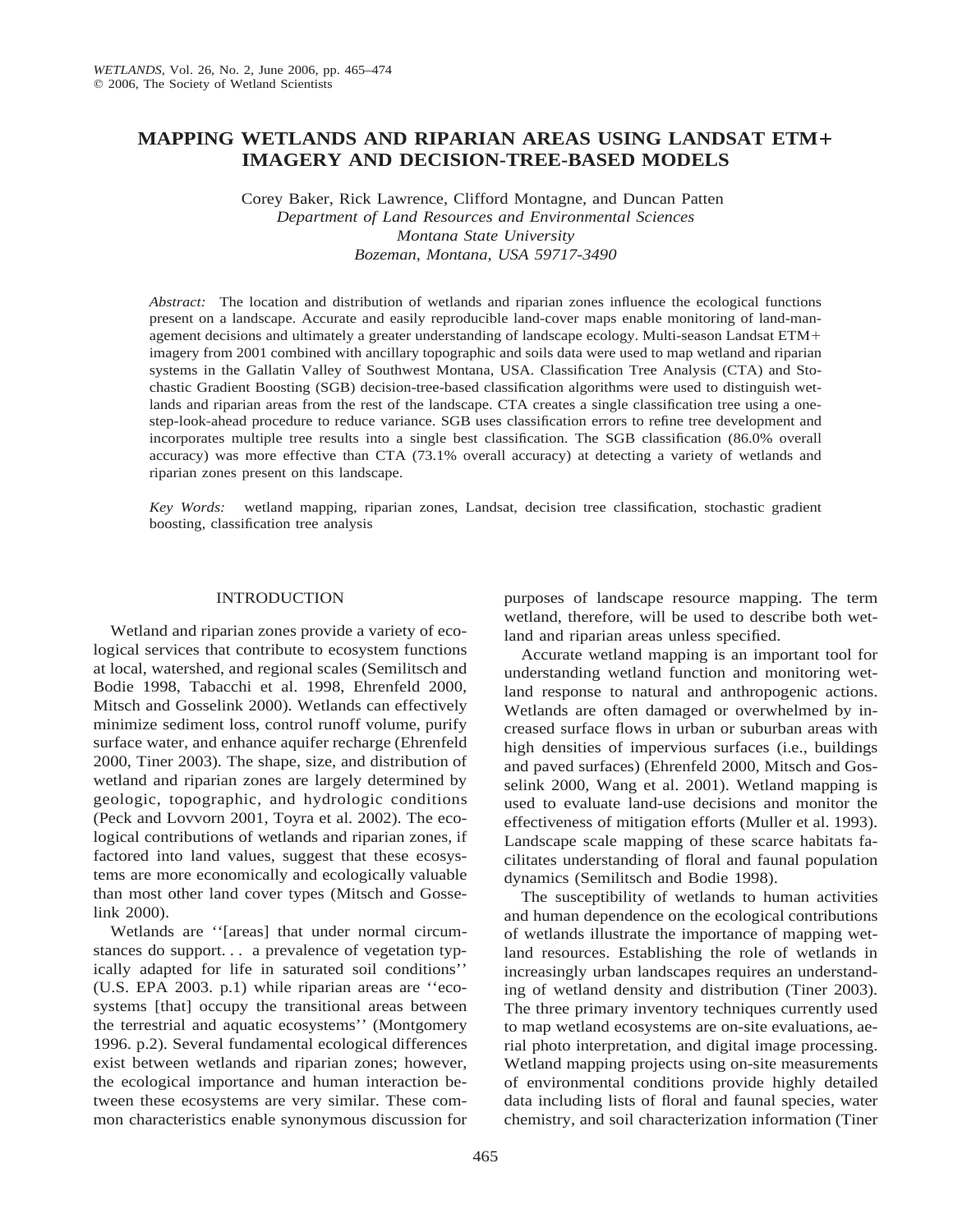# MAPPING WETLANDS AND RIPARIAN AREAS USING LANDSAT ETM+ IMAGERY AND DECISION-TREE-BASED MODELS

Corey Baker, Rick Lawrence, Clifford Montagne, and Duncan Patten
*Department of Land Resources and Environmental Sciences*
*Montana State University*
*Bozeman, Montana, USA 59717-3490*

*Abstract:* The location and distribution of wetlands and riparian zones influence the ecological functions present on a landscape. Accurate and easily reproducible land-cover maps enable monitoring of land-management decisions and ultimately a greater understanding of landscape ecology. Multi-season Landsat ETM+ imagery from 2001 combined with ancillary topographic and soils data were used to map wetland and riparian systems in the Gallatin Valley of Southwest Montana, USA. Classification Tree Analysis (CTA) and Stochastic Gradient Boosting (SGB) decision-tree-based classification algorithms were used to distinguish wetlands and riparian areas from the rest of the landscape. CTA creates a single classification tree using a one-step-look-ahead procedure to reduce variance. SGB uses classification errors to refine tree development and incorporates multiple tree results into a single best classification. The SGB classification (86.0% overall accuracy) was more effective than CTA (73.1% overall accuracy) at detecting a variety of wetlands and riparian zones present on this landscape.

*Key Words:* wetland mapping, riparian zones, Landsat, decision tree classification, stochastic gradient boosting, classification tree analysis

## INTRODUCTION

Wetland and riparian zones provide a variety of ecological services that contribute to ecosystem functions at local, watershed, and regional scales (Semilitsch and Bodie 1998, Tabacchi et al. 1998, Ehrenfeld 2000, Mitsch and Gosselink 2000). Wetlands can effectively minimize sediment loss, control runoff volume, purify surface water, and enhance aquifer recharge (Ehrenfeld 2000, Tiner 2003). The shape, size, and distribution of wetland and riparian zones are largely determined by geologic, topographic, and hydrologic conditions (Peck and Lovvorn 2001, Toyra et al. 2002). The ecological contributions of wetlands and riparian zones, if factored into land values, suggest that these ecosystems are more economically and ecologically valuable than most other land cover types (Mitsch and Gosselink 2000).

Wetlands are ''[areas] that under normal circumstances do support. . . a prevalence of vegetation typically adapted for life in saturated soil conditions'' (U.S. EPA 2003. p.1) while riparian areas are ''ecosystems [that] occupy the transitional areas between the terrestrial and aquatic ecosystems'' (Montgomery 1996. p.2). Several fundamental ecological differences exist between wetlands and riparian zones; however, the ecological importance and human interaction between these ecosystems are very similar. These common characteristics enable synonymous discussion for purposes of landscape resource mapping. The term wetland, therefore, will be used to describe both wetland and riparian areas unless specified.

Accurate wetland mapping is an important tool for understanding wetland function and monitoring wetland response to natural and anthropogenic actions. Wetlands are often damaged or overwhelmed by increased surface flows in urban or suburban areas with high densities of impervious surfaces (i.e., buildings and paved surfaces) (Ehrenfeld 2000, Mitsch and Gosselink 2000, Wang et al. 2001). Wetland mapping is used to evaluate land-use decisions and monitor the effectiveness of mitigation efforts (Muller et al. 1993). Landscape scale mapping of these scarce habitats facilitates understanding of floral and faunal population dynamics (Semilitsch and Bodie 1998).

The susceptibility of wetlands to human activities and human dependence on the ecological contributions of wetlands illustrate the importance of mapping wetland resources. Establishing the role of wetlands in increasingly urban landscapes requires an understanding of wetland density and distribution (Tiner 2003). The three primary inventory techniques currently used to map wetland ecosystems are on-site evaluations, aerial photo interpretation, and digital image processing. Wetland mapping projects using on-site measurements of environmental conditions provide highly detailed data including lists of floral and faunal species, water chemistry, and soil characterization information (Tiner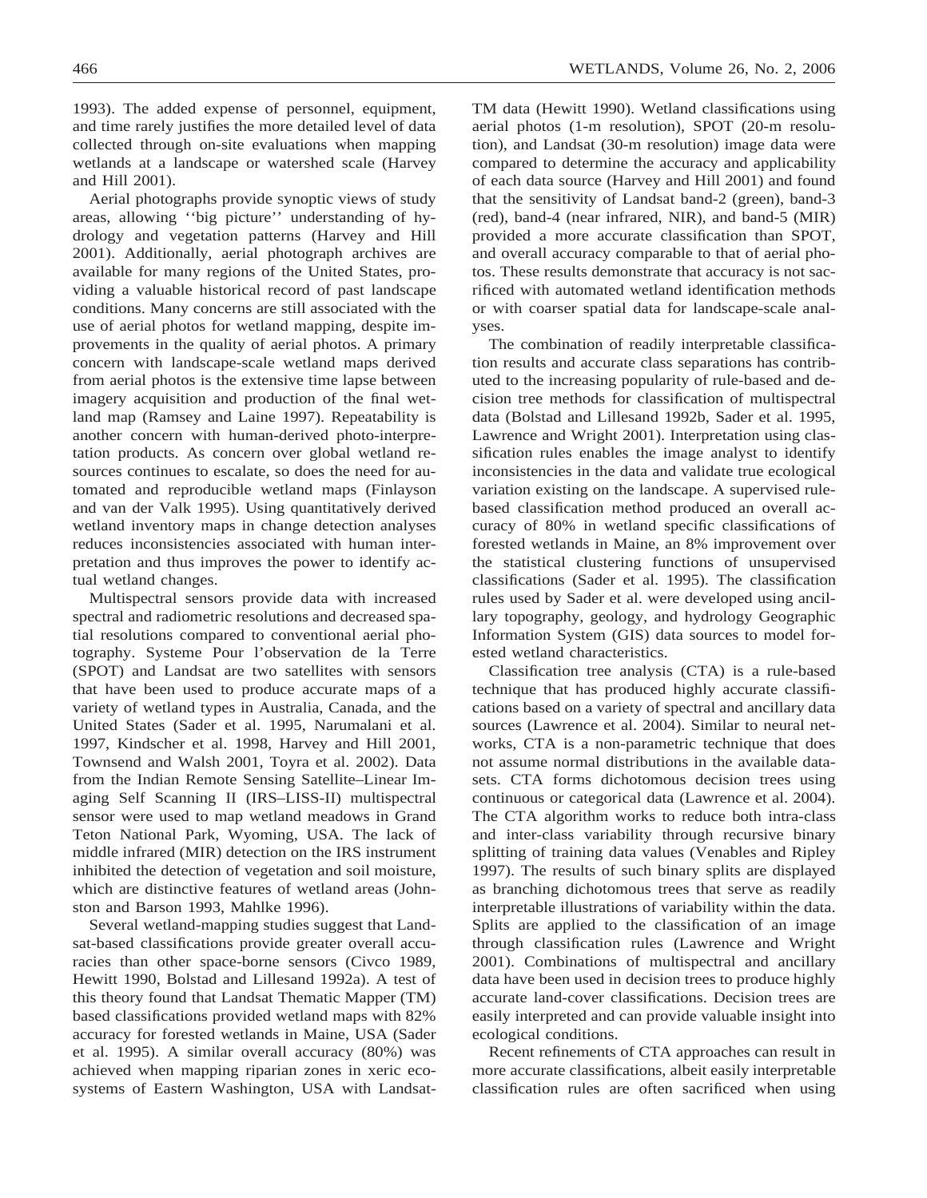1993). The added expense of personnel, equipment, and time rarely justifies the more detailed level of data collected through on-site evaluations when mapping wetlands at a landscape or watershed scale (Harvey and Hill 2001).

Aerial photographs provide synoptic views of study areas, allowing ''big picture'' understanding of hydrology and vegetation patterns (Harvey and Hill 2001). Additionally, aerial photograph archives are available for many regions of the United States, providing a valuable historical record of past landscape conditions. Many concerns are still associated with the use of aerial photos for wetland mapping, despite improvements in the quality of aerial photos. A primary concern with landscape-scale wetland maps derived from aerial photos is the extensive time lapse between imagery acquisition and production of the final wetland map (Ramsey and Laine 1997). Repeatability is another concern with human-derived photo-interpretation products. As concern over global wetland resources continues to escalate, so does the need for automated and reproducible wetland maps (Finlayson and van der Valk 1995). Using quantitatively derived wetland inventory maps in change detection analyses reduces inconsistencies associated with human interpretation and thus improves the power to identify actual wetland changes.

Multispectral sensors provide data with increased spectral and radiometric resolutions and decreased spatial resolutions compared to conventional aerial photography. Systeme Pour l'observation de la Terre (SPOT) and Landsat are two satellites with sensors that have been used to produce accurate maps of a variety of wetland types in Australia, Canada, and the United States (Sader et al. 1995, Narumalani et al. 1997, Kindscher et al. 1998, Harvey and Hill 2001, Townsend and Walsh 2001, Toyra et al. 2002). Data from the Indian Remote Sensing Satellite–Linear Imaging Self Scanning II (IRS–LISS-II) multispectral sensor were used to map wetland meadows in Grand Teton National Park, Wyoming, USA. The lack of middle infrared (MIR) detection on the IRS instrument inhibited the detection of vegetation and soil moisture, which are distinctive features of wetland areas (Johnston and Barson 1993, Mahlke 1996).

Several wetland-mapping studies suggest that Landsat-based classifications provide greater overall accuracies than other space-borne sensors (Civco 1989, Hewitt 1990, Bolstad and Lillesand 1992a). A test of this theory found that Landsat Thematic Mapper (TM) based classifications provided wetland maps with 82% accuracy for forested wetlands in Maine, USA (Sader et al. 1995). A similar overall accuracy (80%) was achieved when mapping riparian zones in xeric ecosystems of Eastern Washington, USA with Landsat-TM data (Hewitt 1990). Wetland classifications using aerial photos (1-m resolution), SPOT (20-m resolution), and Landsat (30-m resolution) image data were compared to determine the accuracy and applicability of each data source (Harvey and Hill 2001) and found that the sensitivity of Landsat band-2 (green), band-3 (red), band-4 (near infrared, NIR), and band-5 (MIR) provided a more accurate classification than SPOT, and overall accuracy comparable to that of aerial photos. These results demonstrate that accuracy is not sacrificed with automated wetland identification methods or with coarser spatial data for landscape-scale analyses.

The combination of readily interpretable classification results and accurate class separations has contributed to the increasing popularity of rule-based and decision tree methods for classification of multispectral data (Bolstad and Lillesand 1992b, Sader et al. 1995, Lawrence and Wright 2001). Interpretation using classification rules enables the image analyst to identify inconsistencies in the data and validate true ecological variation existing on the landscape. A supervised rule-based classification method produced an overall accuracy of 80% in wetland specific classifications of forested wetlands in Maine, an 8% improvement over the statistical clustering functions of unsupervised classifications (Sader et al. 1995). The classification rules used by Sader et al. were developed using ancillary topography, geology, and hydrology Geographic Information System (GIS) data sources to model forested wetland characteristics.

Classification tree analysis (CTA) is a rule-based technique that has produced highly accurate classifications based on a variety of spectral and ancillary data sources (Lawrence et al. 2004). Similar to neural networks, CTA is a non-parametric technique that does not assume normal distributions in the available datasets. CTA forms dichotomous decision trees using continuous or categorical data (Lawrence et al. 2004). The CTA algorithm works to reduce both intra-class and inter-class variability through recursive binary splitting of training data values (Venables and Ripley 1997). The results of such binary splits are displayed as branching dichotomous trees that serve as readily interpretable illustrations of variability within the data. Splits are applied to the classification of an image through classification rules (Lawrence and Wright 2001). Combinations of multispectral and ancillary data have been used in decision trees to produce highly accurate land-cover classifications. Decision trees are easily interpreted and can provide valuable insight into ecological conditions.

Recent refinements of CTA approaches can result in more accurate classifications, albeit easily interpretable classification rules are often sacrificed when using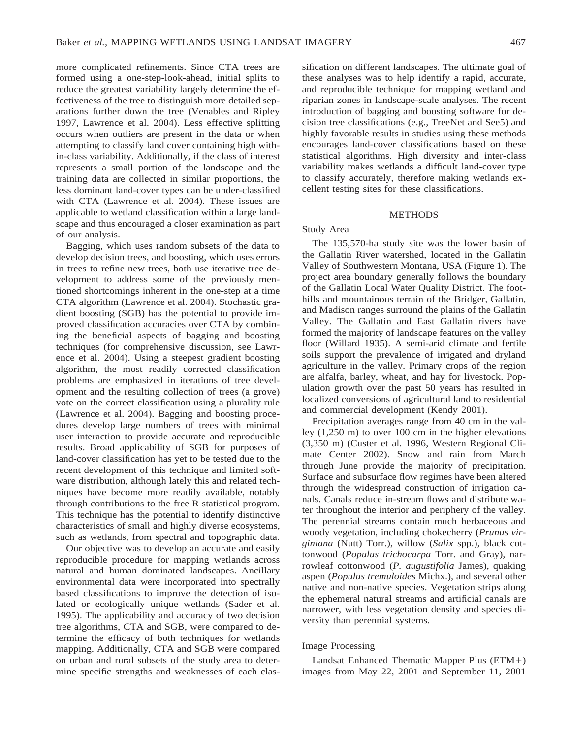more complicated refinements. Since CTA trees are formed using a one-step-look-ahead, initial splits to reduce the greatest variability largely determine the effectiveness of the tree to distinguish more detailed separations further down the tree (Venables and Ripley 1997, Lawrence et al. 2004). Less effective splitting occurs when outliers are present in the data or when attempting to classify land cover containing high within-class variability. Additionally, if the class of interest represents a small portion of the landscape and the training data are collected in similar proportions, the less dominant land-cover types can be under-classified with CTA (Lawrence et al. 2004). These issues are applicable to wetland classification within a large landscape and thus encouraged a closer examination as part of our analysis.

Bagging, which uses random subsets of the data to develop decision trees, and boosting, which uses errors in trees to refine new trees, both use iterative tree development to address some of the previously mentioned shortcomings inherent in the one-step at a time CTA algorithm (Lawrence et al. 2004). Stochastic gradient boosting (SGB) has the potential to provide improved classification accuracies over CTA by combining the beneficial aspects of bagging and boosting techniques (for comprehensive discussion, see Lawrence et al. 2004). Using a steepest gradient boosting algorithm, the most readily corrected classification problems are emphasized in iterations of tree development and the resulting collection of trees (a grove) vote on the correct classification using a plurality rule (Lawrence et al. 2004). Bagging and boosting procedures develop large numbers of trees with minimal user interaction to provide accurate and reproducible results. Broad applicability of SGB for purposes of land-cover classification has yet to be tested due to the recent development of this technique and limited software distribution, although lately this and related techniques have become more readily available, notably through contributions to the free R statistical program. This technique has the potential to identify distinctive characteristics of small and highly diverse ecosystems, such as wetlands, from spectral and topographic data.

Our objective was to develop an accurate and easily reproducible procedure for mapping wetlands across natural and human dominated landscapes. Ancillary environmental data were incorporated into spectrally based classifications to improve the detection of isolated or ecologically unique wetlands (Sader et al. 1995). The applicability and accuracy of two decision tree algorithms, CTA and SGB, were compared to determine the efficacy of both techniques for wetlands mapping. Additionally, CTA and SGB were compared on urban and rural subsets of the study area to determine specific strengths and weaknesses of each classification on different landscapes. The ultimate goal of these analyses was to help identify a rapid, accurate, and reproducible technique for mapping wetland and riparian zones in landscape-scale analyses. The recent introduction of bagging and boosting software for decision tree classifications (e.g., TreeNet and See5) and highly favorable results in studies using these methods encourages land-cover classifications based on these statistical algorithms. High diversity and inter-class variability makes wetlands a difficult land-cover type to classify accurately, therefore making wetlands excellent testing sites for these classifications.

## METHODS

### Study Area

The 135,570-ha study site was the lower basin of the Gallatin River watershed, located in the Gallatin Valley of Southwestern Montana, USA (Figure 1). The project area boundary generally follows the boundary of the Gallatin Local Water Quality District. The foothills and mountainous terrain of the Bridger, Gallatin, and Madison ranges surround the plains of the Gallatin Valley. The Gallatin and East Gallatin rivers have formed the majority of landscape features on the valley floor (Willard 1935). A semi-arid climate and fertile soils support the prevalence of irrigated and dryland agriculture in the valley. Primary crops of the region are alfalfa, barley, wheat, and hay for livestock. Population growth over the past 50 years has resulted in localized conversions of agricultural land to residential and commercial development (Kendy 2001).

Precipitation averages range from 40 cm in the valley (1,250 m) to over 100 cm in the higher elevations (3,350 m) (Custer et al. 1996, Western Regional Climate Center 2002). Snow and rain from March through June provide the majority of precipitation. Surface and subsurface flow regimes have been altered through the widespread construction of irrigation canals. Canals reduce in-stream flows and distribute water throughout the interior and periphery of the valley. The perennial streams contain much herbaceous and woody vegetation, including chokecherry (*Prunus virginiana* (Nutt) Torr.), willow (*Salix* spp.), black cottonwood (*Populus trichocarpa* Torr. and Gray), narrowleaf cottonwood (*P. augustifolia* James), quaking aspen (*Populus tremuloides* Michx.), and several other native and non-native species. Vegetation strips along the ephemeral natural streams and artificial canals are narrower, with less vegetation density and species diversity than perennial systems.

### Image Processing

Landsat Enhanced Thematic Mapper Plus (ETM+) images from May 22, 2001 and September 11, 2001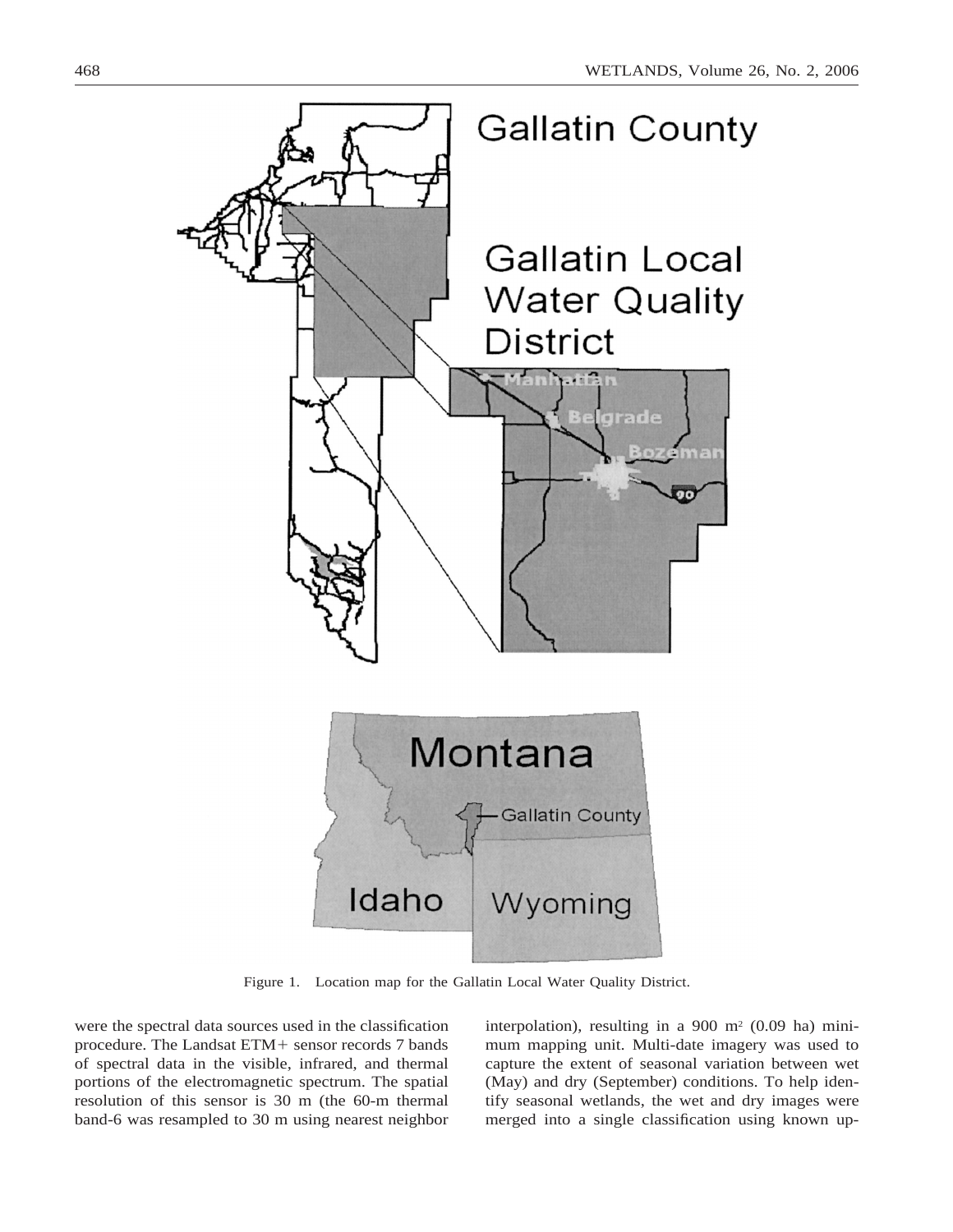Figure 1. Location map for the Gallatin Local Water Quality District.

were the spectral data sources used in the classification procedure. The Landsat ETM+ sensor records 7 bands of spectral data in the visible, infrared, and thermal portions of the electromagnetic spectrum. The spatial resolution of this sensor is 30 m (the 60-m thermal band-6 was resampled to 30 m using nearest neighbor interpolation), resulting in a 900 $m^2$ (0.09 ha) minimum mapping unit. Multi-date imagery was used to capture the extent of seasonal variation between wet (May) and dry (September) conditions. To help identify seasonal wetlands, the wet and dry images were merged into a single classification using known up-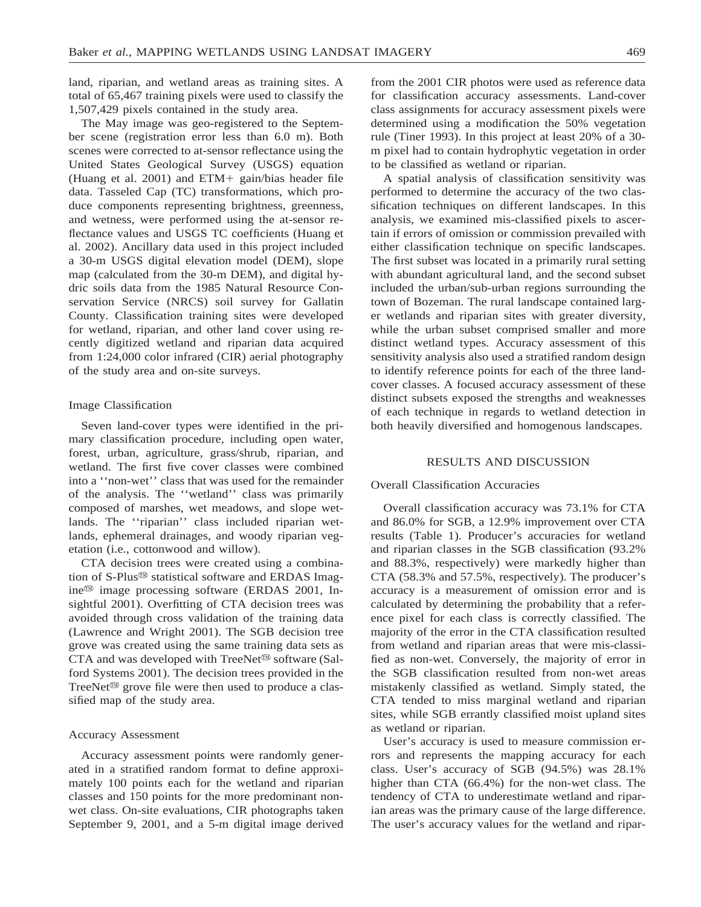land, riparian, and wetland areas as training sites. A total of 65,467 training pixels were used to classify the 1,507,429 pixels contained in the study area.

The May image was geo-registered to the September scene (registration error less than 6.0 m). Both scenes were corrected to at-sensor reflectance using the United States Geological Survey (USGS) equation (Huang et al. 2001) and ETM+ gain/bias header file data. Tasseled Cap (TC) transformations, which produce components representing brightness, greenness, and wetness, were performed using the at-sensor reflectance values and USGS TC coefficients (Huang et al. 2002). Ancillary data used in this project included a 30-m USGS digital elevation model (DEM), slope map (calculated from the 30-m DEM), and digital hydric soils data from the 1985 Natural Resource Conservation Service (NRCS) soil survey for Gallatin County. Classification training sites were developed for wetland, riparian, and other land cover using recently digitized wetland and riparian data acquired from 1:24,000 color infrared (CIR) aerial photography of the study area and on-site surveys.

### Image Classification

Seven land-cover types were identified in the primary classification procedure, including open water, forest, urban, agriculture, grass/shrub, riparian, and wetland. The first five cover classes were combined into a ''non-wet'' class that was used for the remainder of the analysis. The ''wetland'' class was primarily composed of marshes, wet meadows, and slope wetlands. The ''riparian'' class included riparian wetlands, ephemeral drainages, and woody riparian vegetation (i.e., cottonwood and willow).

CTA decision trees were created using a combination of S-Plus™ statistical software and ERDAS Imagine™ image processing software (ERDAS 2001, Insightful 2001). Overfitting of CTA decision trees was avoided through cross validation of the training data (Lawrence and Wright 2001). The SGB decision tree grove was created using the same training data sets as CTA and was developed with TreeNet™ software (Salford Systems 2001). The decision trees provided in the TreeNet™ grove file were then used to produce a classified map of the study area.

### Accuracy Assessment

Accuracy assessment points were randomly generated in a stratified random format to define approximately 100 points each for the wetland and riparian classes and 150 points for the more predominant non-wet class. On-site evaluations, CIR photographs taken September 9, 2001, and a 5-m digital image derived from the 2001 CIR photos were used as reference data for classification accuracy assessments. Land-cover class assignments for accuracy assessment pixels were determined using a modification the 50% vegetation rule (Tiner 1993). In this project at least 20% of a 30-m pixel had to contain hydrophytic vegetation in order to be classified as wetland or riparian.

A spatial analysis of classification sensitivity was performed to determine the accuracy of the two classification techniques on different landscapes. In this analysis, we examined mis-classified pixels to ascertain if errors of omission or commission prevailed with either classification technique on specific landscapes. The first subset was located in a primarily rural setting with abundant agricultural land, and the second subset included the urban/sub-urban regions surrounding the town of Bozeman. The rural landscape contained larger wetlands and riparian sites with greater diversity, while the urban subset comprised smaller and more distinct wetland types. Accuracy assessment of this sensitivity analysis also used a stratified random design to identify reference points for each of the three land-cover classes. A focused accuracy assessment of these distinct subsets exposed the strengths and weaknesses of each technique in regards to wetland detection in both heavily diversified and homogenous landscapes.

## RESULTS AND DISCUSSION

### Overall Classification Accuracies

Overall classification accuracy was 73.1% for CTA and 86.0% for SGB, a 12.9% improvement over CTA results (Table 1). Producer's accuracies for wetland and riparian classes in the SGB classification (93.2% and 88.3%, respectively) were markedly higher than CTA (58.3% and 57.5%, respectively). The producer's accuracy is a measurement of omission error and is calculated by determining the probability that a reference pixel for each class is correctly classified. The majority of the error in the CTA classification resulted from wetland and riparian areas that were mis-classified as non-wet. Conversely, the majority of error in the SGB classification resulted from non-wet areas mistakenly classified as wetland. Simply stated, the CTA tended to miss marginal wetland and riparian sites, while SGB errantly classified moist upland sites as wetland or riparian.

User's accuracy is used to measure commission errors and represents the mapping accuracy for each class. User's accuracy of SGB (94.5%) was 28.1% higher than CTA (66.4%) for the non-wet class. The tendency of CTA to underestimate wetland and riparian areas was the primary cause of the large difference. The user's accuracy values for the wetland and ripar-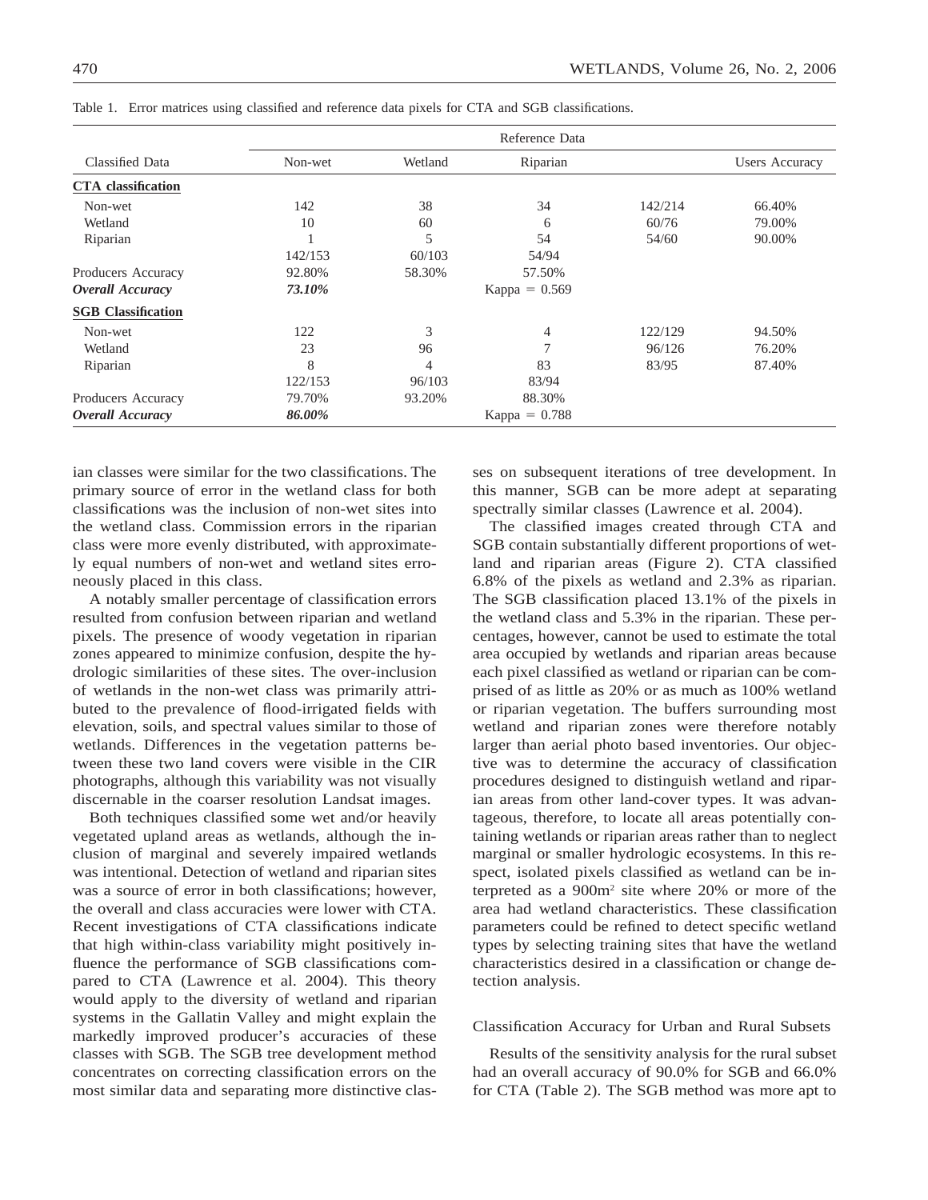Table 1. Error matrices using classified and reference data pixels for CTA and SGB classifications.

| Classified Data | Reference Data | | | | |
|---|---|---|---|---|---|
| | Non-wet | Wetland | Riparian | | Users Accuracy |
| **CTA classification** | | | | | |
| Non-wet | 142 | 38 | 34 | 142/214 | 66.40% |
| Wetland | 10 | 60 | 6 | 60/76 | 79.00% |
| Riparian | 1 | 5 | 54 | 54/60 | 90.00% |
| | 142/153 | 60/103 | 54/94 | | |
| Producers Accuracy | 92.80% | 58.30% | 57.50% | | |
| ***Overall Accuracy*** | ***73.10%*** | | Kappa = 0.569 | | |
| **SGB Classification** | | | | | |
| Non-wet | 122 | 3 | 4 | 122/129 | 94.50% |
| Wetland | 23 | 96 | 7 | 96/126 | 76.20% |
| Riparian | 8 | 4 | 83 | 83/95 | 87.40% |
| | 122/153 | 96/103 | 83/94 | | |
| Producers Accuracy | 79.70% | 93.20% | 88.30% | | |
| ***Overall Accuracy*** | ***86.00%*** | | Kappa = 0.788 | | |

ian classes were similar for the two classifications. The primary source of error in the wetland class for both classifications was the inclusion of non-wet sites into the wetland class. Commission errors in the riparian class were more evenly distributed, with approximately equal numbers of non-wet and wetland sites erroneously placed in this class.

A notably smaller percentage of classification errors resulted from confusion between riparian and wetland pixels. The presence of woody vegetation in riparian zones appeared to minimize confusion, despite the hydrologic similarities of these sites. The over-inclusion of wetlands in the non-wet class was primarily attributed to the prevalence of flood-irrigated fields with elevation, soils, and spectral values similar to those of wetlands. Differences in the vegetation patterns between these two land covers were visible in the CIR photographs, although this variability was not visually discernable in the coarser resolution Landsat images.

Both techniques classified some wet and/or heavily vegetated upland areas as wetlands, although the inclusion of marginal and severely impaired wetlands was intentional. Detection of wetland and riparian sites was a source of error in both classifications; however, the overall and class accuracies were lower with CTA. Recent investigations of CTA classifications indicate that high within-class variability might positively influence the performance of SGB classifications compared to CTA (Lawrence et al. 2004). This theory would apply to the diversity of wetland and riparian systems in the Gallatin Valley and might explain the markedly improved producer's accuracies of these classes with SGB. The SGB tree development method concentrates on correcting classification errors on the most similar data and separating more distinctive classes on subsequent iterations of tree development. In this manner, SGB can be more adept at separating spectrally similar classes (Lawrence et al. 2004).

The classified images created through CTA and SGB contain substantially different proportions of wetland and riparian areas (Figure 2). CTA classified 6.8% of the pixels as wetland and 2.3% as riparian. The SGB classification placed 13.1% of the pixels in the wetland class and 5.3% in the riparian. These percentages, however, cannot be used to estimate the total area occupied by wetlands and riparian areas because each pixel classified as wetland or riparian can be comprised of as little as 20% or as much as 100% wetland or riparian vegetation. The buffers surrounding most wetland and riparian zones were therefore notably larger than aerial photo based inventories. Our objective was to determine the accuracy of classification procedures designed to distinguish wetland and riparian areas from other land-cover types. It was advantageous, therefore, to locate all areas potentially containing wetlands or riparian areas rather than to neglect marginal or smaller hydrologic ecosystems. In this respect, isolated pixels classified as wetland can be interpreted as a 900m$^2$ site where 20% or more of the area had wetland characteristics. These classification parameters could be refined to detect specific wetland types by selecting training sites that have the wetland characteristics desired in a classification or change detection analysis.

### Classification Accuracy for Urban and Rural Subsets

Results of the sensitivity analysis for the rural subset had an overall accuracy of 90.0% for SGB and 66.0% for CTA (Table 2). The SGB method was more apt to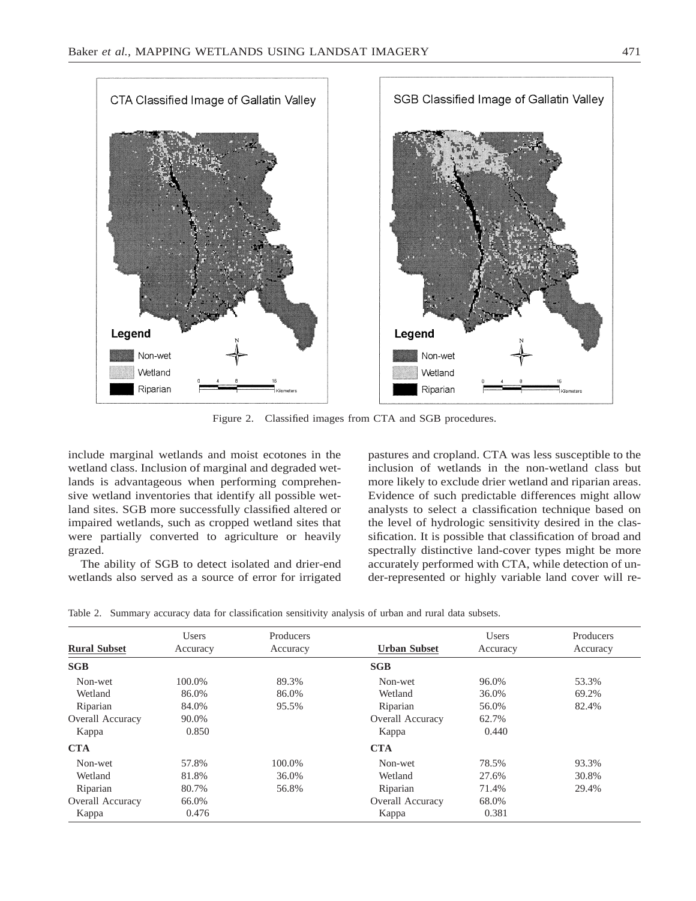Figure 2. Classified images from CTA and SGB procedures.

include marginal wetlands and moist ecotones in the wetland class. Inclusion of marginal and degraded wetlands is advantageous when performing comprehensive wetland inventories that identify all possible wetland sites. SGB more successfully classified altered or impaired wetlands, such as cropped wetland sites that were partially converted to agriculture or heavily grazed.

The ability of SGB to detect isolated and drier-end wetlands also served as a source of error for irrigated pastures and cropland. CTA was less susceptible to the inclusion of wetlands in the non-wetland class but more likely to exclude drier wetland and riparian areas. Evidence of such predictable differences might allow analysts to select a classification technique based on the level of hydrologic sensitivity desired in the classification. It is possible that classification of broad and spectrally distinctive land-cover types might be more accurately performed with CTA, while detection of under-represented or highly variable land cover will re-

Table 2. Summary accuracy data for classification sensitivity analysis of urban and rural data subsets.

| **Rural Subset** | Users Accuracy | Producers Accuracy | **Urban Subset** | Users Accuracy | Producers Accuracy |
|---|---|---|---|---|---|
| **SGB** | | | **SGB** | | |
| Non-wet | 100.0% | 89.3% | Non-wet | 96.0% | 53.3% |
| Wetland | 86.0% | 86.0% | Wetland | 36.0% | 69.2% |
| Riparian | 84.0% | 95.5% | Riparian | 56.0% | 82.4% |
| Overall Accuracy | 90.0% | | Overall Accuracy | 62.7% | |
| Kappa | 0.850 | | Kappa | 0.440 | |
| **CTA** | | | **CTA** | | |
| Non-wet | 57.8% | 100.0% | Non-wet | 78.5% | 93.3% |
| Wetland | 81.8% | 36.0% | Wetland | 27.6% | 30.8% |
| Riparian | 80.7% | 56.8% | Riparian | 71.4% | 29.4% |
| Overall Accuracy | 66.0% | | Overall Accuracy | 68.0% | |
| Kappa | 0.476 | | Kappa | 0.381 | |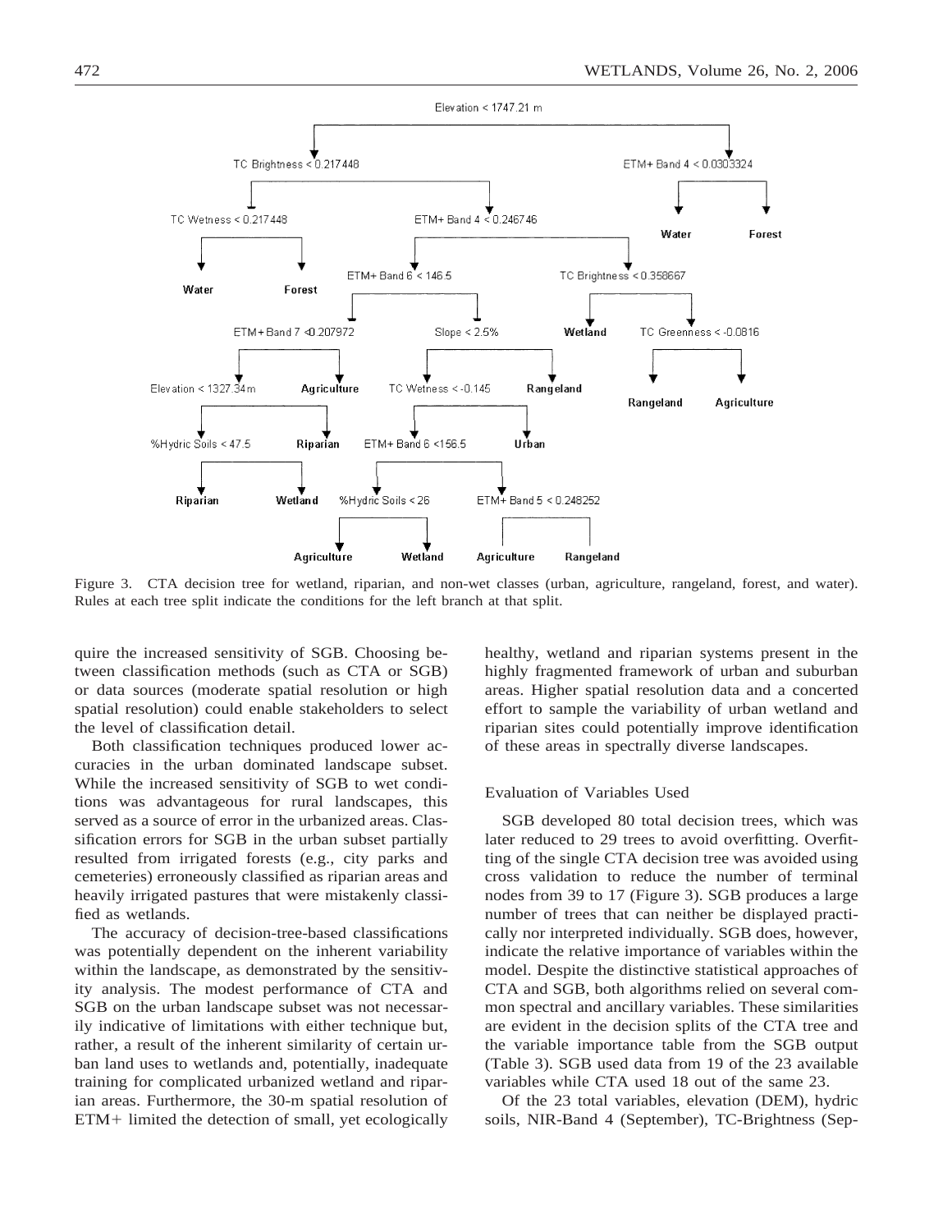Elevation < 1747.21 m

TC Brightness < 0.217448

ETM+ Band 4 < 0.0303324

Water

Forest

TC Wetness < 0.217448

ETM+ Band 4 < 0.246746

Water

Forest

ETM+ Band 6 < 146.5

TC Brightness < 0.358667

ETM+ Band 7 <0.207972

Slope < 2.5%

Wetland

TC Greenness < -0.0816

Elevation < 1327.34m

Agriculture

TC Wetness < -0.145

Rangeland

Rangeland

Agriculture

%Hydric Soils < 47.5

Riparian

ETM+ Band 6 <156.5

Urban

Riparian

Wetland

%Hydric Soils < 26

ETM+ Band 5 < 0.248252

Agriculture

Wetland

Agriculture

Rangeland

Figure 3. CTA decision tree for wetland, riparian, and non-wet classes (urban, agriculture, rangeland, forest, and water). Rules at each tree split indicate the conditions for the left branch at that split.

quire the increased sensitivity of SGB. Choosing between classification methods (such as CTA or SGB) or data sources (moderate spatial resolution or high spatial resolution) could enable stakeholders to select the level of classification detail.

Both classification techniques produced lower accuracies in the urban dominated landscape subset. While the increased sensitivity of SGB to wet conditions was advantageous for rural landscapes, this served as a source of error in the urbanized areas. Classification errors for SGB in the urban subset partially resulted from irrigated forests (e.g., city parks and cemeteries) erroneously classified as riparian areas and heavily irrigated pastures that were mistakenly classified as wetlands.

The accuracy of decision-tree-based classifications was potentially dependent on the inherent variability within the landscape, as demonstrated by the sensitivity analysis. The modest performance of CTA and SGB on the urban landscape subset was not necessarily indicative of limitations with either technique but, rather, a result of the inherent similarity of certain urban land uses to wetlands and, potentially, inadequate training for complicated urbanized wetland and riparian areas. Furthermore, the 30-m spatial resolution of ETM+ limited the detection of small, yet ecologically healthy, wetland and riparian systems present in the highly fragmented framework of urban and suburban areas. Higher spatial resolution data and a concerted effort to sample the variability of urban wetland and riparian sites could potentially improve identification of these areas in spectrally diverse landscapes.

### Evaluation of Variables Used

SGB developed 80 total decision trees, which was later reduced to 29 trees to avoid overfitting. Overfitting of the single CTA decision tree was avoided using cross validation to reduce the number of terminal nodes from 39 to 17 (Figure 3). SGB produces a large number of trees that can neither be displayed practically nor interpreted individually. SGB does, however, indicate the relative importance of variables within the model. Despite the distinctive statistical approaches of CTA and SGB, both algorithms relied on several common spectral and ancillary variables. These similarities are evident in the decision splits of the CTA tree and the variable importance table from the SGB output (Table 3). SGB used data from 19 of the 23 available variables while CTA used 18 out of the same 23.

Of the 23 total variables, elevation (DEM), hydric soils, NIR-Band 4 (September), TC-Brightness (Sep-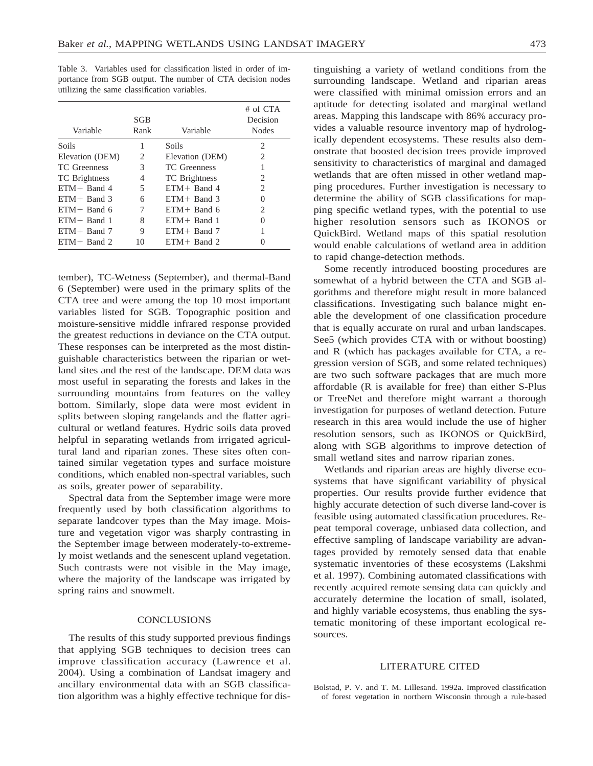Table 3. Variables used for classification listed in order of importance from SGB output. The number of CTA decision nodes utilizing the same classification variables.

| Variable | SGB Rank | Variable | # of CTA Decision Nodes |
|---|---|---|---|
| Soils | 1 | Soils | 2 |
| Elevation (DEM) | 2 | Elevation (DEM) | 2 |
| TC Greenness | 3 | TC Greenness | 1 |
| TC Brightness | 4 | TC Brightness | 2 |
| ETM+ Band 4 | 5 | ETM+ Band 4 | 2 |
| ETM+ Band 3 | 6 | ETM+ Band 3 | 0 |
| ETM+ Band 6 | 7 | ETM+ Band 6 | 2 |
| ETM+ Band 1 | 8 | ETM+ Band 1 | 0 |
| ETM+ Band 7 | 9 | ETM+ Band 7 | 1 |
| ETM+ Band 2 | 10 | ETM+ Band 2 | 0 |

tember), TC-Wetness (September), and thermal-Band 6 (September) were used in the primary splits of the CTA tree and were among the top 10 most important variables listed for SGB. Topographic position and moisture-sensitive middle infrared response provided the greatest reductions in deviance on the CTA output. These responses can be interpreted as the most distinguishable characteristics between the riparian or wetland sites and the rest of the landscape. DEM data was most useful in separating the forests and lakes in the surrounding mountains from features on the valley bottom. Similarly, slope data were most evident in splits between sloping rangelands and the flatter agricultural or wetland features. Hydric soils data proved helpful in separating wetlands from irrigated agricultural land and riparian zones. These sites often contained similar vegetation types and surface moisture conditions, which enabled non-spectral variables, such as soils, greater power of separability.

Spectral data from the September image were more frequently used by both classification algorithms to separate landcover types than the May image. Moisture and vegetation vigor was sharply contrasting in the September image between moderately-to-extremely moist wetlands and the senescent upland vegetation. Such contrasts were not visible in the May image, where the majority of the landscape was irrigated by spring rains and snowmelt.

## CONCLUSIONS

The results of this study supported previous findings that applying SGB techniques to decision trees can improve classification accuracy (Lawrence et al. 2004). Using a combination of Landsat imagery and ancillary environmental data with an SGB classification algorithm was a highly effective technique for distinguishing a variety of wetland conditions from the surrounding landscape. Wetland and riparian areas were classified with minimal omission errors and an aptitude for detecting isolated and marginal wetland areas. Mapping this landscape with 86% accuracy provides a valuable resource inventory map of hydrologically dependent ecosystems. These results also demonstrate that boosted decision trees provide improved sensitivity to characteristics of marginal and damaged wetlands that are often missed in other wetland mapping procedures. Further investigation is necessary to determine the ability of SGB classifications for mapping specific wetland types, with the potential to use higher resolution sensors such as IKONOS or QuickBird. Wetland maps of this spatial resolution would enable calculations of wetland area in addition to rapid change-detection methods.

Some recently introduced boosting procedures are somewhat of a hybrid between the CTA and SGB algorithms and therefore might result in more balanced classifications. Investigating such balance might enable the development of one classification procedure that is equally accurate on rural and urban landscapes. See5 (which provides CTA with or without boosting) and R (which has packages available for CTA, a regression version of SGB, and some related techniques) are two such software packages that are much more affordable (R is available for free) than either S-Plus or TreeNet and therefore might warrant a thorough investigation for purposes of wetland detection. Future research in this area would include the use of higher resolution sensors, such as IKONOS or QuickBird, along with SGB algorithms to improve detection of small wetland sites and narrow riparian zones.

Wetlands and riparian areas are highly diverse ecosystems that have significant variability of physical properties. Our results provide further evidence that highly accurate detection of such diverse land-cover is feasible using automated classification procedures. Repeat temporal coverage, unbiased data collection, and effective sampling of landscape variability are advantages provided by remotely sensed data that enable systematic inventories of these ecosystems (Lakshmi et al. 1997). Combining automated classifications with recently acquired remote sensing data can quickly and accurately determine the location of small, isolated, and highly variable ecosystems, thus enabling the systematic monitoring of these important ecological resources.

## LITERATURE CITED

Bolstad, P. V. and T. M. Lillesand. 1992a. Improved classification of forest vegetation in northern Wisconsin through a rule-based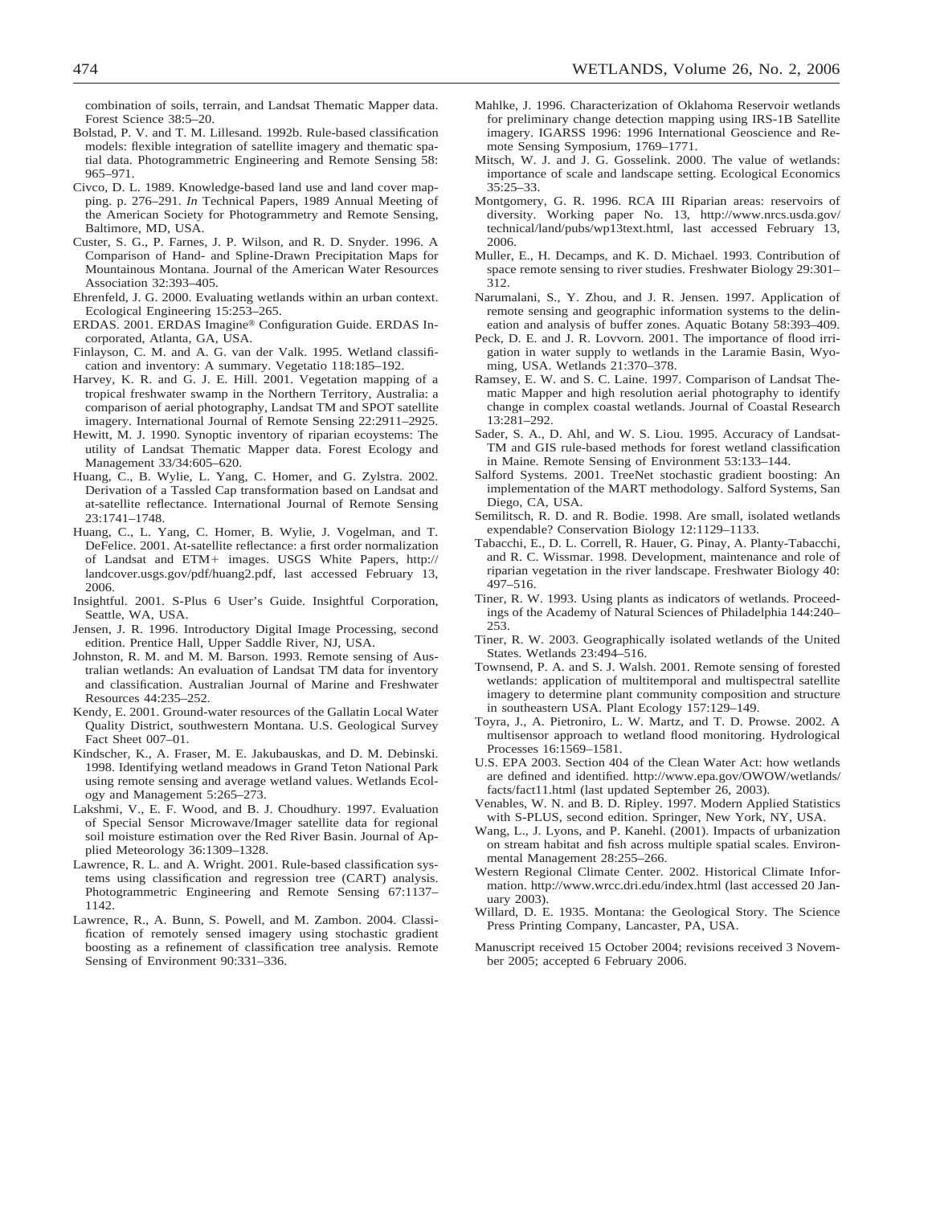combination of soils, terrain, and Landsat Thematic Mapper data. Forest Science 38:5–20.

Bolstad, P. V. and T. M. Lillesand. 1992b. Rule-based classification models: flexible integration of satellite imagery and thematic spatial data. Photogrammetric Engineering and Remote Sensing 58: 965–971.

Civco, D. L. 1989. Knowledge-based land use and land cover mapping. p. 276–291. *In* Technical Papers, 1989 Annual Meeting of the American Society for Photogrammetry and Remote Sensing, Baltimore, MD, USA.

Custer, S. G., P. Farnes, J. P. Wilson, and R. D. Snyder. 1996. A Comparison of Hand- and Spline-Drawn Precipitation Maps for Mountainous Montana. Journal of the American Water Resources Association 32:393–405.

Ehrenfeld, J. G. 2000. Evaluating wetlands within an urban context. Ecological Engineering 15:253–265.

ERDAS. 2001. ERDAS Imagine® Configuration Guide. ERDAS Incorporated, Atlanta, GA, USA.

Finlayson, C. M. and A. G. van der Valk. 1995. Wetland classification and inventory: A summary. Vegetatio 118:185–192.

Harvey, K. R. and G. J. E. Hill. 2001. Vegetation mapping of a tropical freshwater swamp in the Northern Territory, Australia: a comparison of aerial photography, Landsat TM and SPOT satellite imagery. International Journal of Remote Sensing 22:2911–2925.

Hewitt, M. J. 1990. Synoptic inventory of riparian ecoystems: The utility of Landsat Thematic Mapper data. Forest Ecology and Management 33/34:605–620.

Huang, C., B. Wylie, L. Yang, C. Homer, and G. Zylstra. 2002. Derivation of a Tassled Cap transformation based on Landsat and at-satellite reflectance. International Journal of Remote Sensing 23:1741–1748.

Huang, C., L. Yang, C. Homer, B. Wylie, J. Vogelman, and T. DeFelice. 2001. At-satellite reflectance: a first order normalization of Landsat and ETM+ images. USGS White Papers, http://landcover.usgs.gov/pdf/huang2.pdf, last accessed February 13, 2006.

Insightful. 2001. S-Plus 6 User's Guide. Insightful Corporation, Seattle, WA, USA.

Jensen, J. R. 1996. Introductory Digital Image Processing, second edition. Prentice Hall, Upper Saddle River, NJ, USA.

Johnston, R. M. and M. M. Barson. 1993. Remote sensing of Australian wetlands: An evaluation of Landsat TM data for inventory and classification. Australian Journal of Marine and Freshwater Resources 44:235–252.

Kendy, E. 2001. Ground-water resources of the Gallatin Local Water Quality District, southwestern Montana. U.S. Geological Survey Fact Sheet 007–01.

Kindscher, K., A. Fraser, M. E. Jakubauskas, and D. M. Debinski. 1998. Identifying wetland meadows in Grand Teton National Park using remote sensing and average wetland values. Wetlands Ecology and Management 5:265–273.

Lakshmi, V., E. F. Wood, and B. J. Choudhury. 1997. Evaluation of Special Sensor Microwave/Imager satellite data for regional soil moisture estimation over the Red River Basin. Journal of Applied Meteorology 36:1309–1328.

Lawrence, R. L. and A. Wright. 2001. Rule-based classification systems using classification and regression tree (CART) analysis. Photogrammetric Engineering and Remote Sensing 67:1137–1142.

Lawrence, R., A. Bunn, S. Powell, and M. Zambon. 2004. Classification of remotely sensed imagery using stochastic gradient boosting as a refinement of classification tree analysis. Remote Sensing of Environment 90:331–336.

Mahlke, J. 1996. Characterization of Oklahoma Reservoir wetlands for preliminary change detection mapping using IRS-1B Satellite imagery. IGARSS 1996: 1996 International Geoscience and Remote Sensing Symposium, 1769–1771.

Mitsch, W. J. and J. G. Gosselink. 2000. The value of wetlands: importance of scale and landscape setting. Ecological Economics 35:25–33.

Montgomery, G. R. 1996. RCA III Riparian areas: reservoirs of diversity. Working paper No. 13, http://www.nrcs.usda.gov/technical/land/pubs/wp13text.html, last accessed February 13, 2006.

Muller, E., H. Decamps, and K. D. Michael. 1993. Contribution of space remote sensing to river studies. Freshwater Biology 29:301–312.

Narumalani, S., Y. Zhou, and J. R. Jensen. 1997. Application of remote sensing and geographic information systems to the delineation and analysis of buffer zones. Aquatic Botany 58:393–409.

Peck, D. E. and J. R. Lovvorn. 2001. The importance of flood irrigation in water supply to wetlands in the Laramie Basin, Wyoming, USA. Wetlands 21:370–378.

Ramsey, E. W. and S. C. Laine. 1997. Comparison of Landsat Thematic Mapper and high resolution aerial photography to identify change in complex coastal wetlands. Journal of Coastal Research 13:281–292.

Sader, S. A., D. Ahl, and W. S. Liou. 1995. Accuracy of Landsat-TM and GIS rule-based methods for forest wetland classification in Maine. Remote Sensing of Environment 53:133–144.

Salford Systems. 2001. TreeNet stochastic gradient boosting: An implementation of the MART methodology. Salford Systems, San Diego, CA, USA.

Semilitsch, R. D. and R. Bodie. 1998. Are small, isolated wetlands expendable? Conservation Biology 12:1129–1133.

Tabacchi, E., D. L. Correll, R. Hauer, G. Pinay, A. Planty-Tabacchi, and R. C. Wissmar. 1998. Development, maintenance and role of riparian vegetation in the river landscape. Freshwater Biology 40: 497–516.

Tiner, R. W. 1993. Using plants as indicators of wetlands. Proceedings of the Academy of Natural Sciences of Philadelphia 144:240–253.

Tiner, R. W. 2003. Geographically isolated wetlands of the United States. Wetlands 23:494–516.

Townsend, P. A. and S. J. Walsh. 2001. Remote sensing of forested wetlands: application of multitemporal and multispectral satellite imagery to determine plant community composition and structure in southeastern USA. Plant Ecology 157:129–149.

Toyra, J., A. Pietroniro, L. W. Martz, and T. D. Prowse. 2002. A multisensor approach to wetland flood monitoring. Hydrological Processes 16:1569–1581.

U.S. EPA 2003. Section 404 of the Clean Water Act: how wetlands are defined and identified. http://www.epa.gov/OWOW/wetlands/facts/fact11.html (last updated September 26, 2003).

Venables, W. N. and B. D. Ripley. 1997. Modern Applied Statistics with S-PLUS, second edition. Springer, New York, NY, USA.

Wang, L., J. Lyons, and P. Kanehl. (2001). Impacts of urbanization on stream habitat and fish across multiple spatial scales. Environmental Management 28:255–266.

Western Regional Climate Center. 2002. Historical Climate Information. http://www.wrcc.dri.edu/index.html (last accessed 20 January 2003).

Willard, D. E. 1935. Montana: the Geological Story. The Science Press Printing Company, Lancaster, PA, USA.

Manuscript received 15 October 2004; revisions received 3 November 2005; accepted 6 February 2006.